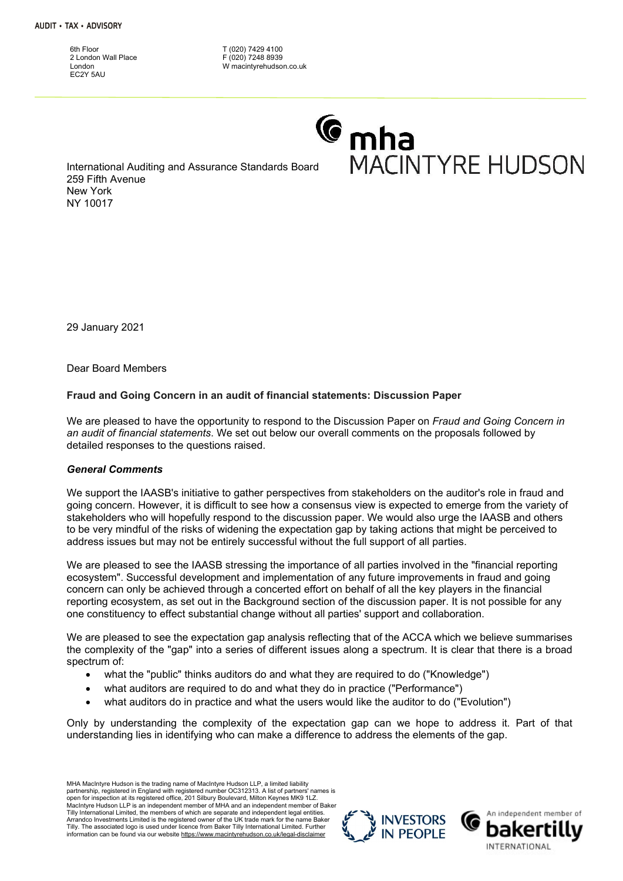AUDIT • TAX • ADVISORY

6th Floor
2 London Wall Place
London
EC2Y 5AU

T (020) 7429 4100
F (020) 7248 8939
W macintyrehudson.co.uk

mha
MACINTYRE HUDSON

International Auditing and Assurance Standards Board
259 Fifth Avenue
New York
NY 10017

29 January 2021

Dear Board Members

**Fraud and Going Concern in an audit of financial statements: Discussion Paper**

We are pleased to have the opportunity to respond to the Discussion Paper on *Fraud and Going Concern in an audit of financial statements*. We set out below our overall comments on the proposals followed by detailed responses to the questions raised.

***General Comments***

We support the IAASB's initiative to gather perspectives from stakeholders on the auditor's role in fraud and going concern. However, it is difficult to see how a consensus view is expected to emerge from the variety of stakeholders who will hopefully respond to the discussion paper. We would also urge the IAASB and others to be very mindful of the risks of widening the expectation gap by taking actions that might be perceived to address issues but may not be entirely successful without the full support of all parties.

We are pleased to see the IAASB stressing the importance of all parties involved in the "financial reporting ecosystem". Successful development and implementation of any future improvements in fraud and going concern can only be achieved through a concerted effort on behalf of all the key players in the financial reporting ecosystem, as set out in the Background section of the discussion paper. It is not possible for any one constituency to effect substantial change without all parties' support and collaboration.

We are pleased to see the expectation gap analysis reflecting that of the ACCA which we believe summarises the complexity of the "gap" into a series of different issues along a spectrum. It is clear that there is a broad spectrum of:

- what the "public" thinks auditors do and what they are required to do ("Knowledge")
- what auditors are required to do and what they do in practice ("Performance")
- what auditors do in practice and what the users would like the auditor to do ("Evolution")

Only by understanding the complexity of the expectation gap can we hope to address it. Part of that understanding lies in identifying who can make a difference to address the elements of the gap.

MHA MacIntyre Hudson is the trading name of MacIntyre Hudson LLP, a limited liability partnership, registered in England with registered number OC312313. A list of partners' names is open for inspection at its registered office, 201 Silbury Boulevard, Milton Keynes MK9 1LZ. MacIntyre Hudson LLP is an independent member of MHA and an independent member of Baker Tilly International Limited, the members of which are separate and independent legal entities. Arrandco Investments Limited is the registered owner of the UK trade mark for the name Baker Tilly. The associated logo is used under licence from Baker Tilly International Limited. Further information can be found via our website https://www.macintyrehudson.co.uk/legal-disclaimer

INVESTORS IN PEOPLE

An independent member of bakertilly INTERNATIONAL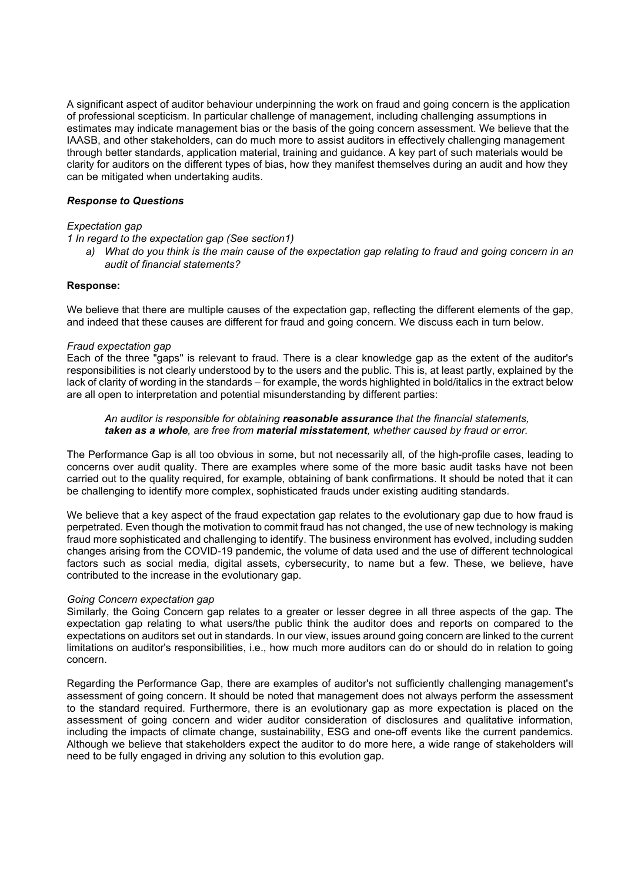A significant aspect of auditor behaviour underpinning the work on fraud and going concern is the application of professional scepticism. In particular challenge of management, including challenging assumptions in estimates may indicate management bias or the basis of the going concern assessment. We believe that the IAASB, and other stakeholders, can do much more to assist auditors in effectively challenging management through better standards, application material, training and guidance. A key part of such materials would be clarity for auditors on the different types of bias, how they manifest themselves during an audit and how they can be mitigated when undertaking audits.

***Response to Questions***

*Expectation gap*

*1 In regard to the expectation gap (See section1)*

*a) What do you think is the main cause of the expectation gap relating to fraud and going concern in an audit of financial statements?*

**Response:**

We believe that there are multiple causes of the expectation gap, reflecting the different elements of the gap, and indeed that these causes are different for fraud and going concern. We discuss each in turn below.

*Fraud expectation gap*

Each of the three "gaps" is relevant to fraud. There is a clear knowledge gap as the extent of the auditor's responsibilities is not clearly understood by to the users and the public. This is, at least partly, explained by the lack of clarity of wording in the standards – for example, the words highlighted in bold/italics in the extract below are all open to interpretation and potential misunderstanding by different parties:

> *An auditor is responsible for obtaining **reasonable assurance** that the financial statements, **taken as a whole**, are free from **material misstatement**, whether caused by fraud or error.*

The Performance Gap is all too obvious in some, but not necessarily all, of the high-profile cases, leading to concerns over audit quality. There are examples where some of the more basic audit tasks have not been carried out to the quality required, for example, obtaining of bank confirmations. It should be noted that it can be challenging to identify more complex, sophisticated frauds under existing auditing standards.

We believe that a key aspect of the fraud expectation gap relates to the evolutionary gap due to how fraud is perpetrated. Even though the motivation to commit fraud has not changed, the use of new technology is making fraud more sophisticated and challenging to identify. The business environment has evolved, including sudden changes arising from the COVID-19 pandemic, the volume of data used and the use of different technological factors such as social media, digital assets, cybersecurity, to name but a few. These, we believe, have contributed to the increase in the evolutionary gap.

*Going Concern expectation gap*

Similarly, the Going Concern gap relates to a greater or lesser degree in all three aspects of the gap. The expectation gap relating to what users/the public think the auditor does and reports on compared to the expectations on auditors set out in standards. In our view, issues around going concern are linked to the current limitations on auditor's responsibilities, i.e., how much more auditors can do or should do in relation to going concern.

Regarding the Performance Gap, there are examples of auditor's not sufficiently challenging management's assessment of going concern. It should be noted that management does not always perform the assessment to the standard required. Furthermore, there is an evolutionary gap as more expectation is placed on the assessment of going concern and wider auditor consideration of disclosures and qualitative information, including the impacts of climate change, sustainability, ESG and one-off events like the current pandemics. Although we believe that stakeholders expect the auditor to do more here, a wide range of stakeholders will need to be fully engaged in driving any solution to this evolution gap.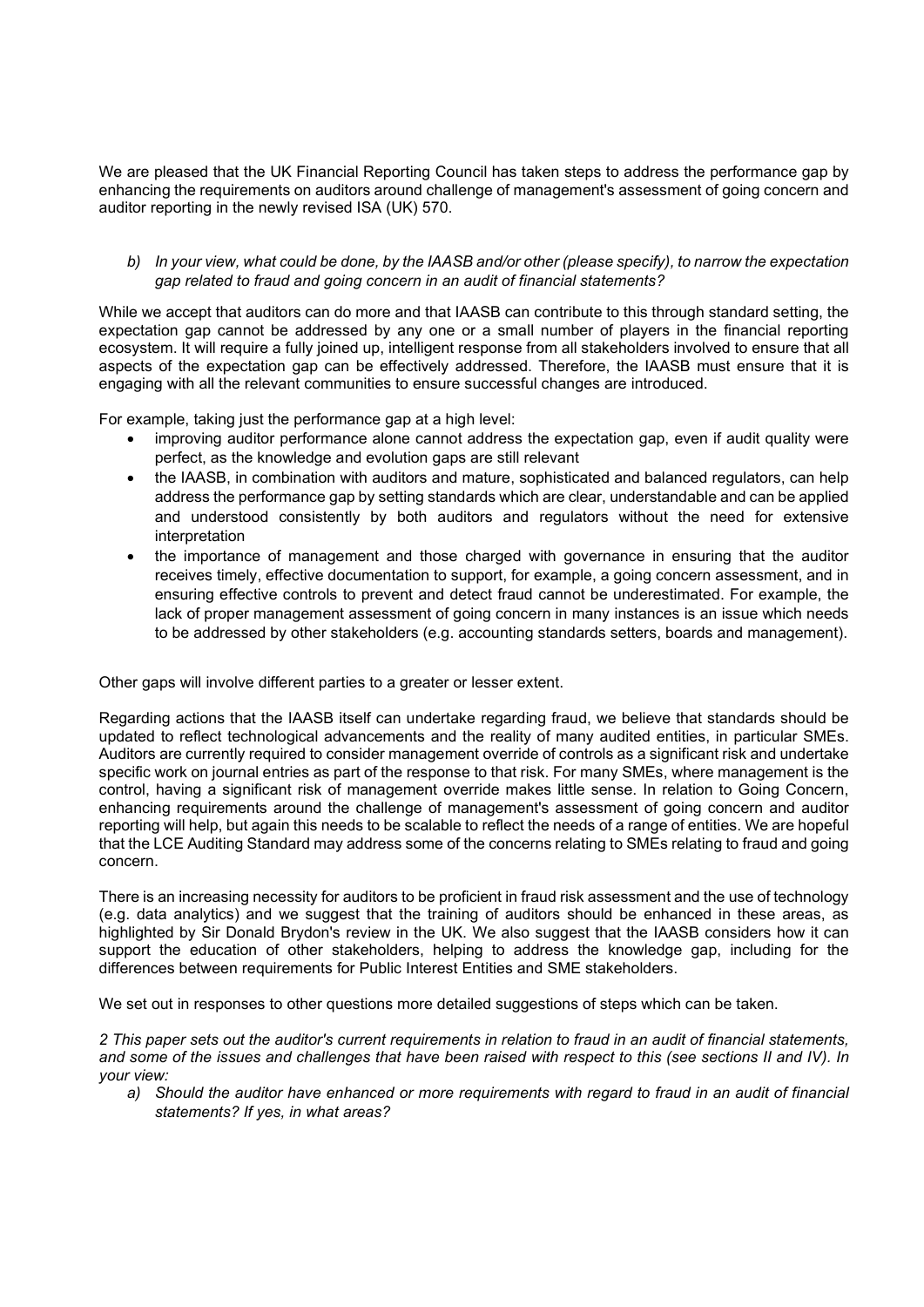We are pleased that the UK Financial Reporting Council has taken steps to address the performance gap by enhancing the requirements on auditors around challenge of management's assessment of going concern and auditor reporting in the newly revised ISA (UK) 570.

b) *In your view, what could be done, by the IAASB and/or other (please specify), to narrow the expectation gap related to fraud and going concern in an audit of financial statements?*

While we accept that auditors can do more and that IAASB can contribute to this through standard setting, the expectation gap cannot be addressed by any one or a small number of players in the financial reporting ecosystem. It will require a fully joined up, intelligent response from all stakeholders involved to ensure that all aspects of the expectation gap can be effectively addressed. Therefore, the IAASB must ensure that it is engaging with all the relevant communities to ensure successful changes are introduced.

For example, taking just the performance gap at a high level:

- improving auditor performance alone cannot address the expectation gap, even if audit quality were perfect, as the knowledge and evolution gaps are still relevant
- the IAASB, in combination with auditors and mature, sophisticated and balanced regulators, can help address the performance gap by setting standards which are clear, understandable and can be applied and understood consistently by both auditors and regulators without the need for extensive interpretation
- the importance of management and those charged with governance in ensuring that the auditor receives timely, effective documentation to support, for example, a going concern assessment, and in ensuring effective controls to prevent and detect fraud cannot be underestimated. For example, the lack of proper management assessment of going concern in many instances is an issue which needs to be addressed by other stakeholders (e.g. accounting standards setters, boards and management).

Other gaps will involve different parties to a greater or lesser extent.

Regarding actions that the IAASB itself can undertake regarding fraud, we believe that standards should be updated to reflect technological advancements and the reality of many audited entities, in particular SMEs. Auditors are currently required to consider management override of controls as a significant risk and undertake specific work on journal entries as part of the response to that risk. For many SMEs, where management is the control, having a significant risk of management override makes little sense. In relation to Going Concern, enhancing requirements around the challenge of management's assessment of going concern and auditor reporting will help, but again this needs to be scalable to reflect the needs of a range of entities. We are hopeful that the LCE Auditing Standard may address some of the concerns relating to SMEs relating to fraud and going concern.

There is an increasing necessity for auditors to be proficient in fraud risk assessment and the use of technology (e.g. data analytics) and we suggest that the training of auditors should be enhanced in these areas, as highlighted by Sir Donald Brydon's review in the UK. We also suggest that the IAASB considers how it can support the education of other stakeholders, helping to address the knowledge gap, including for the differences between requirements for Public Interest Entities and SME stakeholders.

We set out in responses to other questions more detailed suggestions of steps which can be taken.

*2 This paper sets out the auditor's current requirements in relation to fraud in an audit of financial statements, and some of the issues and challenges that have been raised with respect to this (see sections II and IV). In your view:*

a) *Should the auditor have enhanced or more requirements with regard to fraud in an audit of financial statements? If yes, in what areas?*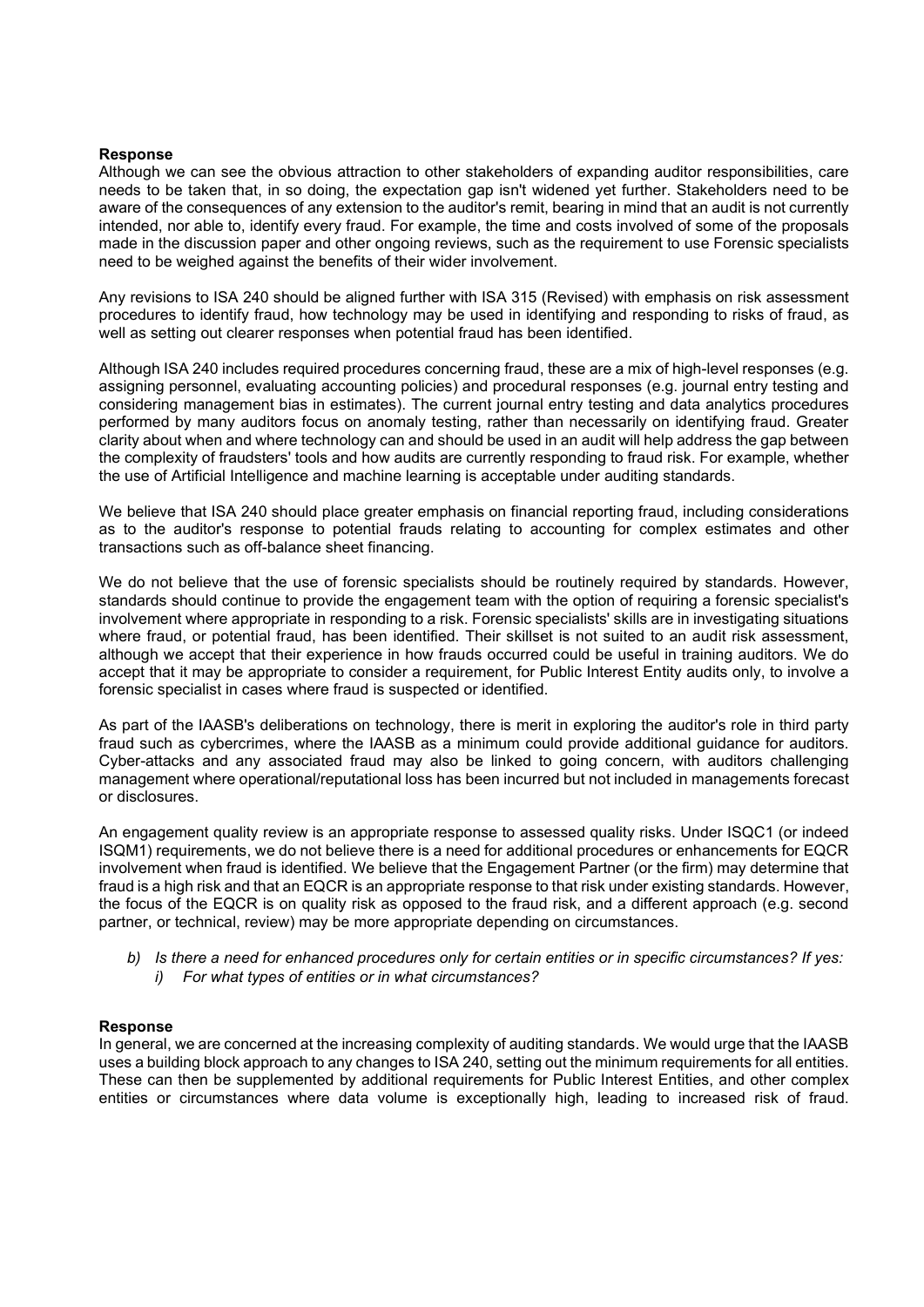**Response**

Although we can see the obvious attraction to other stakeholders of expanding auditor responsibilities, care needs to be taken that, in so doing, the expectation gap isn't widened yet further. Stakeholders need to be aware of the consequences of any extension to the auditor's remit, bearing in mind that an audit is not currently intended, nor able to, identify every fraud. For example, the time and costs involved of some of the proposals made in the discussion paper and other ongoing reviews, such as the requirement to use Forensic specialists need to be weighed against the benefits of their wider involvement.

Any revisions to ISA 240 should be aligned further with ISA 315 (Revised) with emphasis on risk assessment procedures to identify fraud, how technology may be used in identifying and responding to risks of fraud, as well as setting out clearer responses when potential fraud has been identified.

Although ISA 240 includes required procedures concerning fraud, these are a mix of high-level responses (e.g. assigning personnel, evaluating accounting policies) and procedural responses (e.g. journal entry testing and considering management bias in estimates). The current journal entry testing and data analytics procedures performed by many auditors focus on anomaly testing, rather than necessarily on identifying fraud. Greater clarity about when and where technology can and should be used in an audit will help address the gap between the complexity of fraudsters' tools and how audits are currently responding to fraud risk. For example, whether the use of Artificial Intelligence and machine learning is acceptable under auditing standards.

We believe that ISA 240 should place greater emphasis on financial reporting fraud, including considerations as to the auditor's response to potential frauds relating to accounting for complex estimates and other transactions such as off-balance sheet financing.

We do not believe that the use of forensic specialists should be routinely required by standards. However, standards should continue to provide the engagement team with the option of requiring a forensic specialist's involvement where appropriate in responding to a risk. Forensic specialists' skills are in investigating situations where fraud, or potential fraud, has been identified. Their skillset is not suited to an audit risk assessment, although we accept that their experience in how frauds occurred could be useful in training auditors. We do accept that it may be appropriate to consider a requirement, for Public Interest Entity audits only, to involve a forensic specialist in cases where fraud is suspected or identified.

As part of the IAASB's deliberations on technology, there is merit in exploring the auditor's role in third party fraud such as cybercrimes, where the IAASB as a minimum could provide additional guidance for auditors. Cyber-attacks and any associated fraud may also be linked to going concern, with auditors challenging management where operational/reputational loss has been incurred but not included in managements forecast or disclosures.

An engagement quality review is an appropriate response to assessed quality risks. Under ISQC1 (or indeed ISQM1) requirements, we do not believe there is a need for additional procedures or enhancements for EQCR involvement when fraud is identified. We believe that the Engagement Partner (or the firm) may determine that fraud is a high risk and that an EQCR is an appropriate response to that risk under existing standards. However, the focus of the EQCR is on quality risk as opposed to the fraud risk, and a different approach (e.g. second partner, or technical, review) may be more appropriate depending on circumstances.

*b) Is there a need for enhanced procedures only for certain entities or in specific circumstances? If yes:*

*i) For what types of entities or in what circumstances?*

**Response**

In general, we are concerned at the increasing complexity of auditing standards. We would urge that the IAASB uses a building block approach to any changes to ISA 240, setting out the minimum requirements for all entities. These can then be supplemented by additional requirements for Public Interest Entities, and other complex entities or circumstances where data volume is exceptionally high, leading to increased risk of fraud.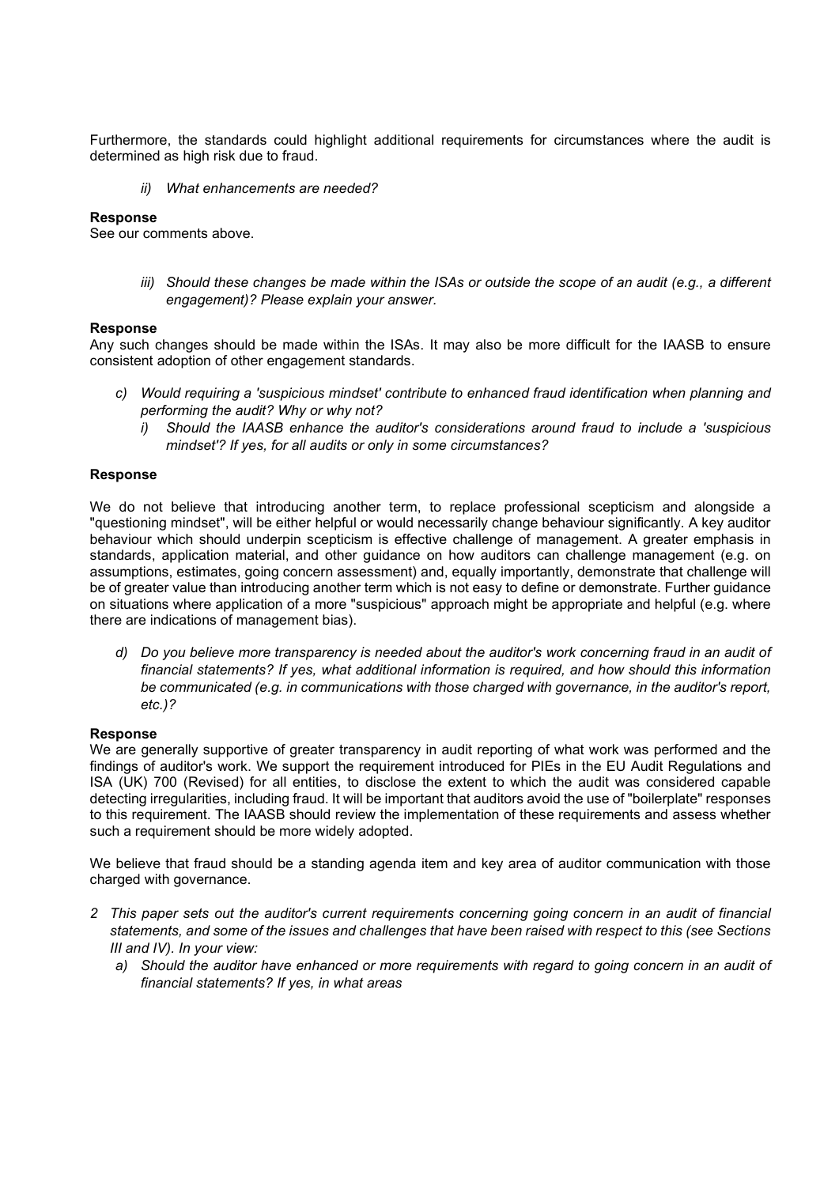Furthermore, the standards could highlight additional requirements for circumstances where the audit is determined as high risk due to fraud.

*ii) What enhancements are needed?*

**Response**
See our comments above.

*iii) Should these changes be made within the ISAs or outside the scope of an audit (e.g., a different engagement)? Please explain your answer.*

**Response**
Any such changes should be made within the ISAs. It may also be more difficult for the IAASB to ensure consistent adoption of other engagement standards.

- *c) Would requiring a 'suspicious mindset' contribute to enhanced fraud identification when planning and performing the audit? Why or why not?*
  - *i) Should the IAASB enhance the auditor's considerations around fraud to include a 'suspicious mindset'? If yes, for all audits or only in some circumstances?*

**Response**

We do not believe that introducing another term, to replace professional scepticism and alongside a "questioning mindset", will be either helpful or would necessarily change behaviour significantly. A key auditor behaviour which should underpin scepticism is effective challenge of management. A greater emphasis in standards, application material, and other guidance on how auditors can challenge management (e.g. on assumptions, estimates, going concern assessment) and, equally importantly, demonstrate that challenge will be of greater value than introducing another term which is not easy to define or demonstrate. Further guidance on situations where application of a more "suspicious" approach might be appropriate and helpful (e.g. where there are indications of management bias).

- *d) Do you believe more transparency is needed about the auditor's work concerning fraud in an audit of financial statements? If yes, what additional information is required, and how should this information be communicated (e.g. in communications with those charged with governance, in the auditor's report, etc.)?*

**Response**
We are generally supportive of greater transparency in audit reporting of what work was performed and the findings of auditor's work. We support the requirement introduced for PIEs in the EU Audit Regulations and ISA (UK) 700 (Revised) for all entities, to disclose the extent to which the audit was considered capable detecting irregularities, including fraud. It will be important that auditors avoid the use of "boilerplate" responses to this requirement. The IAASB should review the implementation of these requirements and assess whether such a requirement should be more widely adopted.

We believe that fraud should be a standing agenda item and key area of auditor communication with those charged with governance.

2. *This paper sets out the auditor's current requirements concerning going concern in an audit of financial statements, and some of the issues and challenges that have been raised with respect to this (see Sections III and IV). In your view:*
   - *a) Should the auditor have enhanced or more requirements with regard to going concern in an audit of financial statements? If yes, in what areas*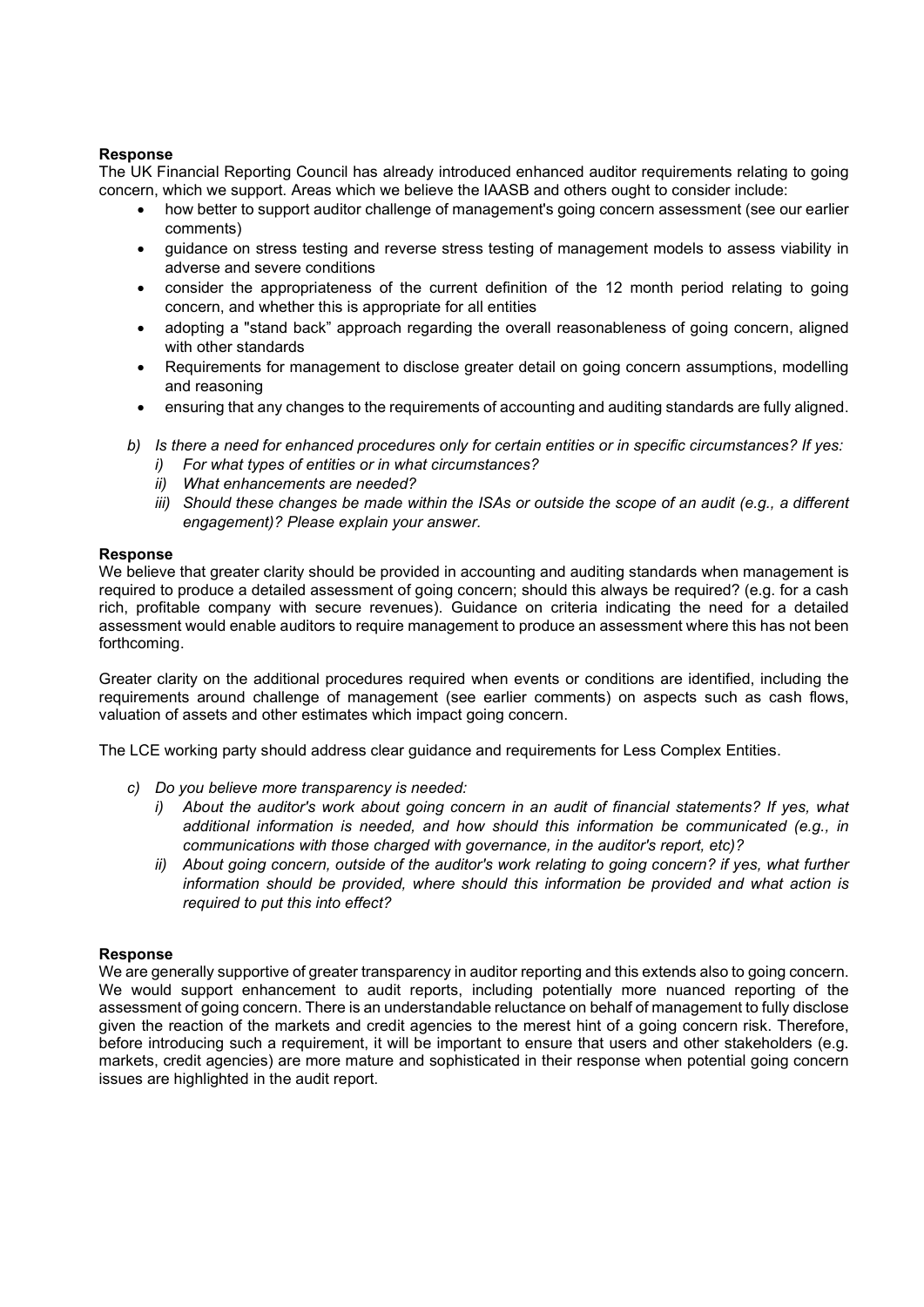**Response**

The UK Financial Reporting Council has already introduced enhanced auditor requirements relating to going concern, which we support. Areas which we believe the IAASB and others ought to consider include:

- how better to support auditor challenge of management's going concern assessment (see our earlier comments)
- guidance on stress testing and reverse stress testing of management models to assess viability in adverse and severe conditions
- consider the appropriateness of the current definition of the 12 month period relating to going concern, and whether this is appropriate for all entities
- adopting a "stand back" approach regarding the overall reasonableness of going concern, aligned with other standards
- Requirements for management to disclose greater detail on going concern assumptions, modelling and reasoning
- ensuring that any changes to the requirements of accounting and auditing standards are fully aligned.

b) *Is there a need for enhanced procedures only for certain entities or in specific circumstances? If yes:*
   i) *For what types of entities or in what circumstances?*
   ii) *What enhancements are needed?*
   iii) *Should these changes be made within the ISAs or outside the scope of an audit (e.g., a different engagement)? Please explain your answer.*

**Response**

We believe that greater clarity should be provided in accounting and auditing standards when management is required to produce a detailed assessment of going concern; should this always be required? (e.g. for a cash rich, profitable company with secure revenues). Guidance on criteria indicating the need for a detailed assessment would enable auditors to require management to produce an assessment where this has not been forthcoming.

Greater clarity on the additional procedures required when events or conditions are identified, including the requirements around challenge of management (see earlier comments) on aspects such as cash flows, valuation of assets and other estimates which impact going concern.

The LCE working party should address clear guidance and requirements for Less Complex Entities.

c) *Do you believe more transparency is needed:*
   i) *About the auditor's work about going concern in an audit of financial statements? If yes, what additional information is needed, and how should this information be communicated (e.g., in communications with those charged with governance, in the auditor's report, etc)?*
   ii) *About going concern, outside of the auditor's work relating to going concern? if yes, what further information should be provided, where should this information be provided and what action is required to put this into effect?*

**Response**

We are generally supportive of greater transparency in auditor reporting and this extends also to going concern. We would support enhancement to audit reports, including potentially more nuanced reporting of the assessment of going concern. There is an understandable reluctance on behalf of management to fully disclose given the reaction of the markets and credit agencies to the merest hint of a going concern risk. Therefore, before introducing such a requirement, it will be important to ensure that users and other stakeholders (e.g. markets, credit agencies) are more mature and sophisticated in their response when potential going concern issues are highlighted in the audit report.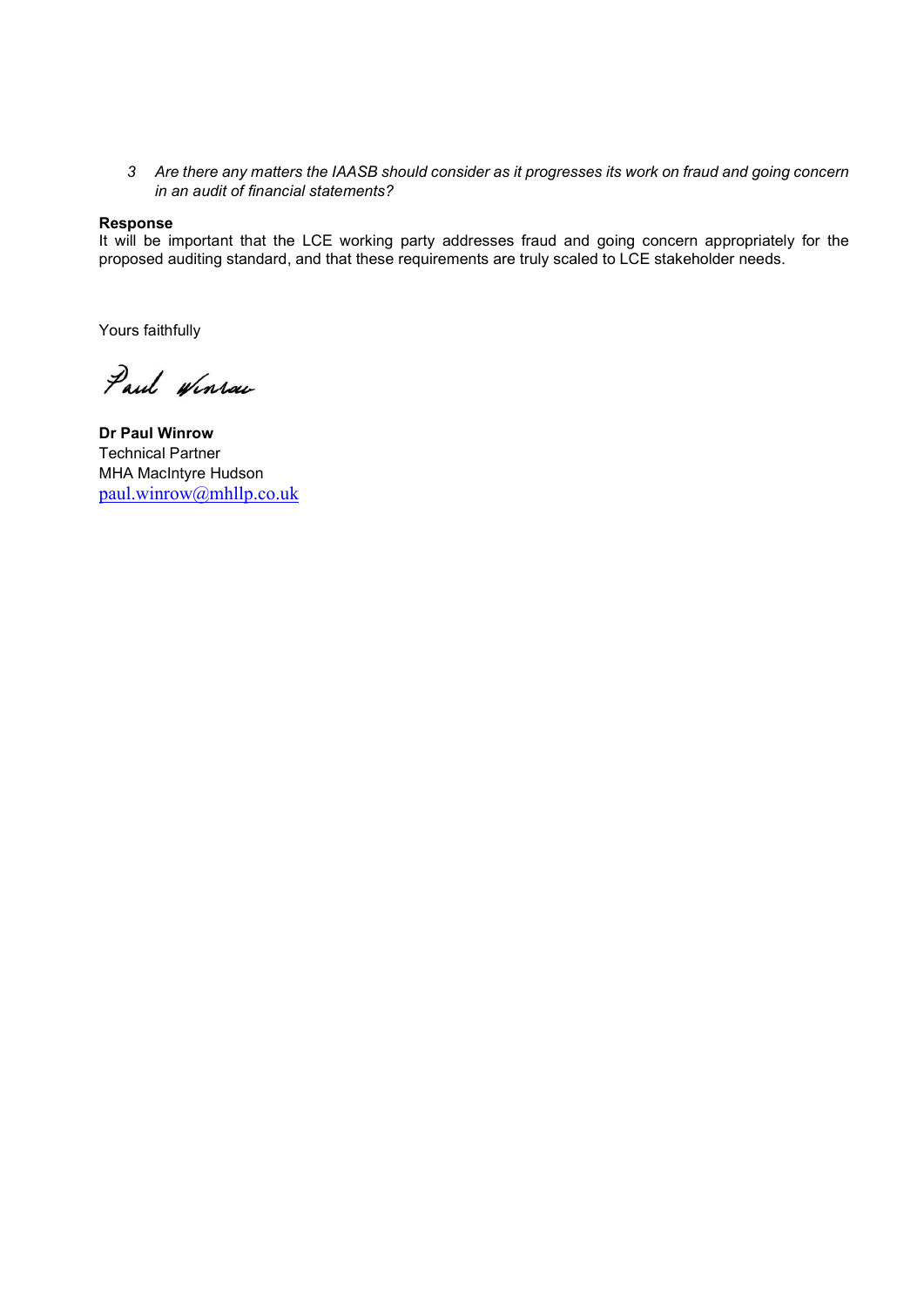3 *Are there any matters the IAASB should consider as it progresses its work on fraud and going concern in an audit of financial statements?*

**Response**
It will be important that the LCE working party addresses fraud and going concern appropriately for the proposed auditing standard, and that these requirements are truly scaled to LCE stakeholder needs.

Yours faithfully

Paul Winrow

**Dr Paul Winrow**
Technical Partner
MHA MacIntyre Hudson
paul.winrow@mhllp.co.uk